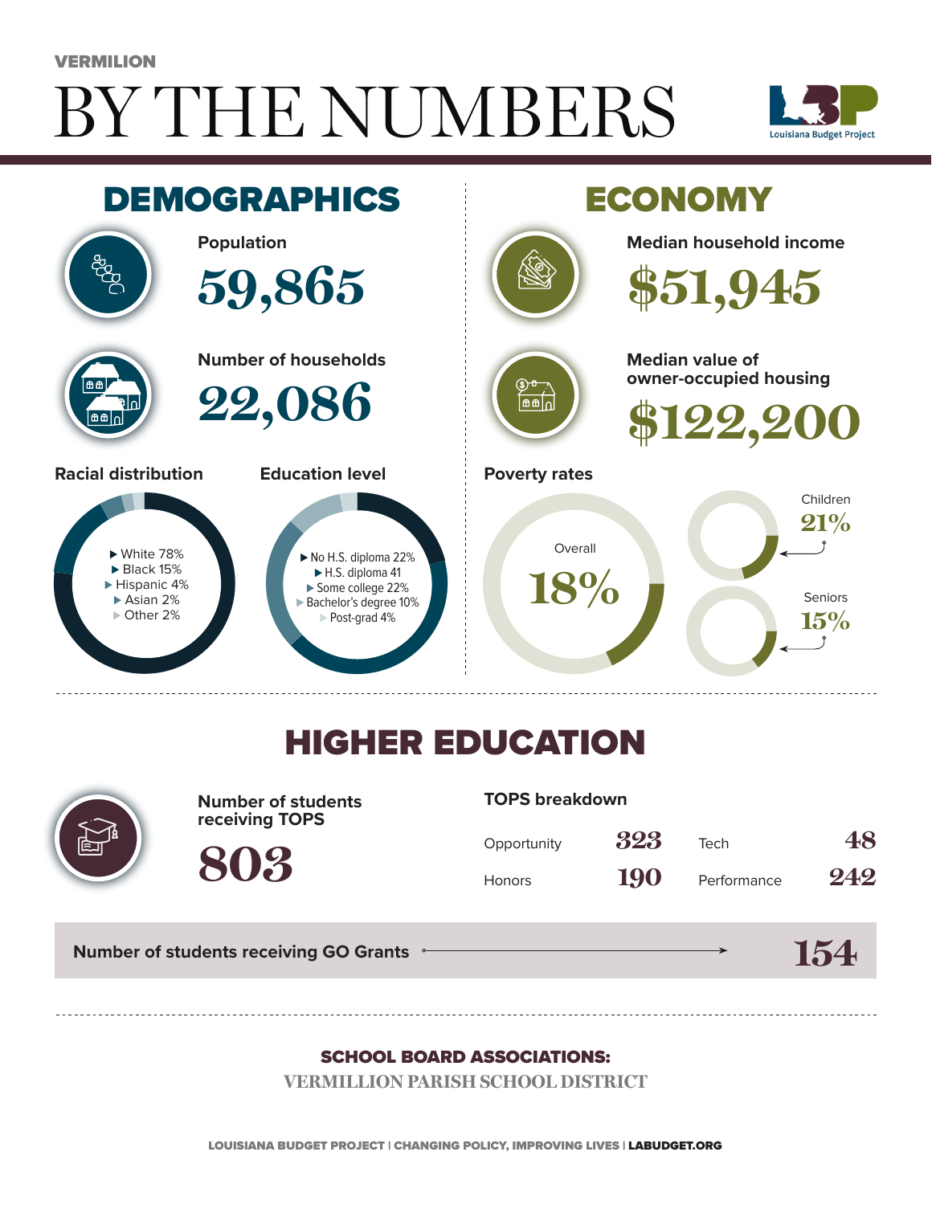VERMILION

# BY THE NUMBERS

Louisiana Budget Project

## DEMOGRAPHICS

**Population**

59,865

**Number of households**

22,086

**Racial distribution**

- White 78%
- Black 15%
- Hispanic 4%
- Asian 2%
- Other 2%

**Education level**

- No H.S. diploma 22%
- H.S. diploma 41
- Some college 22%
- Bachelor's degree 10%
- Post-grad 4%

## ECONOMY

**Median household income**

$51,945

**Median value of owner-occupied housing**

$122,200

**Poverty rates**

Overall 18%

Children 21%

Seniors 15%

## HIGHER EDUCATION

**Number of students receiving TOPS**

803

**TOPS breakdown**

| Opportunity | 323 | Tech | 48 |
|---|---|---|---|
| Honors | 190 | Performance | 242 |

**Number of students receiving GO Grants** → 154

**SCHOOL BOARD ASSOCIATIONS:**

VERMILLION PARISH SCHOOL DISTRICT

LOUISIANA BUDGET PROJECT | CHANGING POLICY, IMPROVING LIVES | LABUDGET.ORG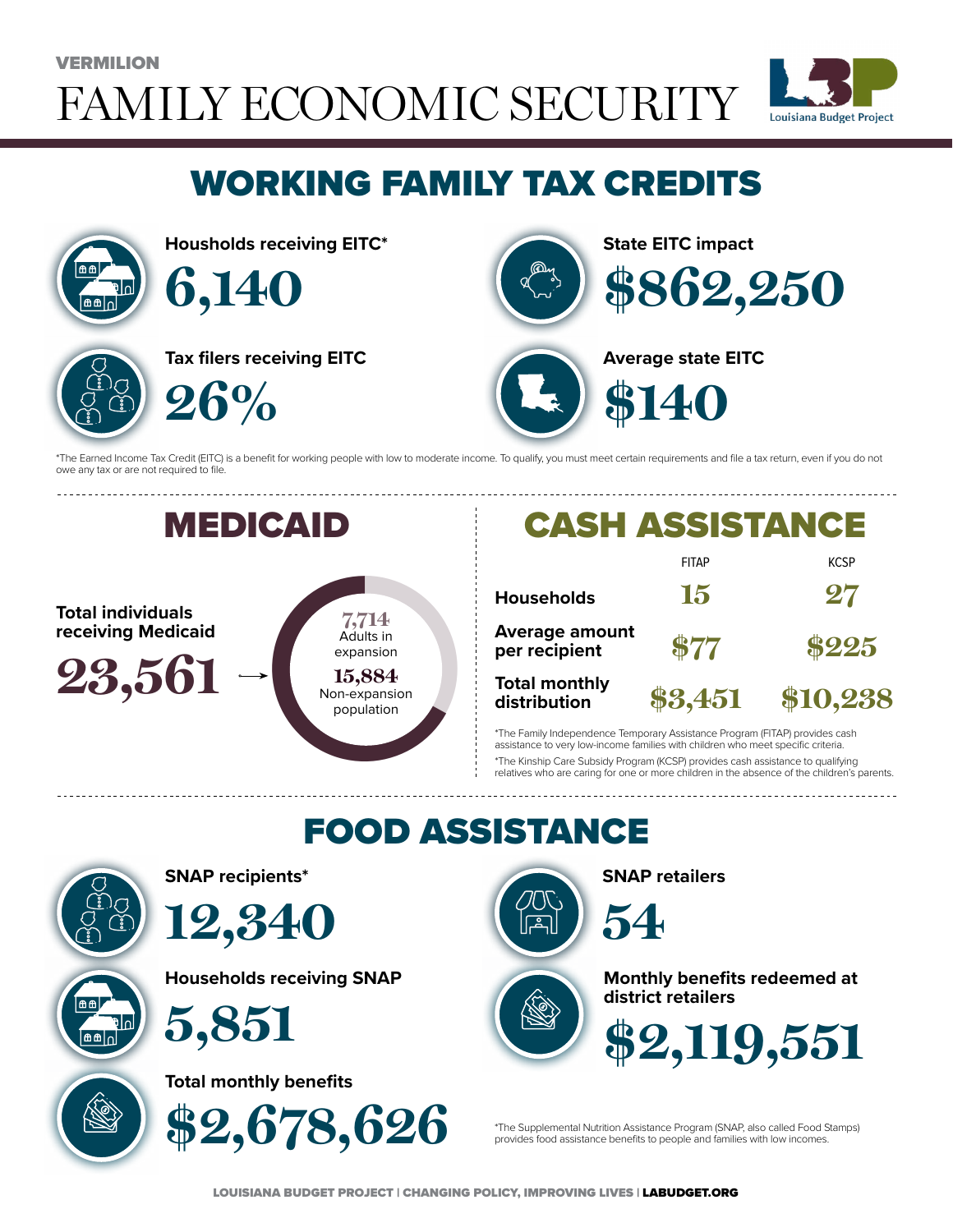VERMILION

# FAMILY ECONOMIC SECURITY

Louisiana Budget Project

## WORKING FAMILY TAX CREDITS

**Households receiving EITC***

**6,140**

**State EITC impact**

**$862,250**

**Tax filers receiving EITC**

**26%**

**Average state EITC**

**$140**

*The Earned Income Tax Credit (EITC) is a benefit for working people with low to moderate income. To qualify, you must meet certain requirements and file a tax return, even if you do not owe any tax or are not required to file.

## MEDICAID

**Total individuals receiving Medicaid**

**23,561**

7,714
Adults in expansion

15,884
Non-expansion population

## CASH ASSISTANCE

| | FITAP | KCSP |
|---|---|---|
| **Households** | 15 | 27 |
| **Average amount per recipient** | $77 | $225 |
| **Total monthly distribution** | $3,451 | $10,238 |

*The Family Independence Temporary Assistance Program (FITAP) provides cash assistance to very low-income families with children who meet specific criteria.

*The Kinship Care Subsidy Program (KCSP) provides cash assistance to qualifying relatives who are caring for one or more children in the absence of the children's parents.

## FOOD ASSISTANCE

**SNAP recipients***

**12,340**

**Households receiving SNAP**

**5,851**

**Total monthly benefits**

**$2,678,626**

**SNAP retailers**

**54**

**Monthly benefits redeemed at district retailers**

**$2,119,551**

*The Supplemental Nutrition Assistance Program (SNAP, also called Food Stamps) provides food assistance benefits to people and families with low incomes.

LOUISIANA BUDGET PROJECT | CHANGING POLICY, IMPROVING LIVES | **LABUDGET.ORG**